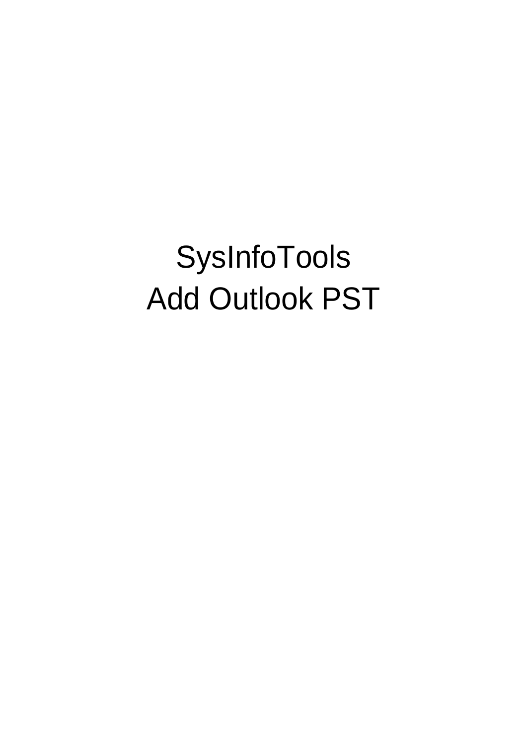# SysInfoTools
# Add Outlook PST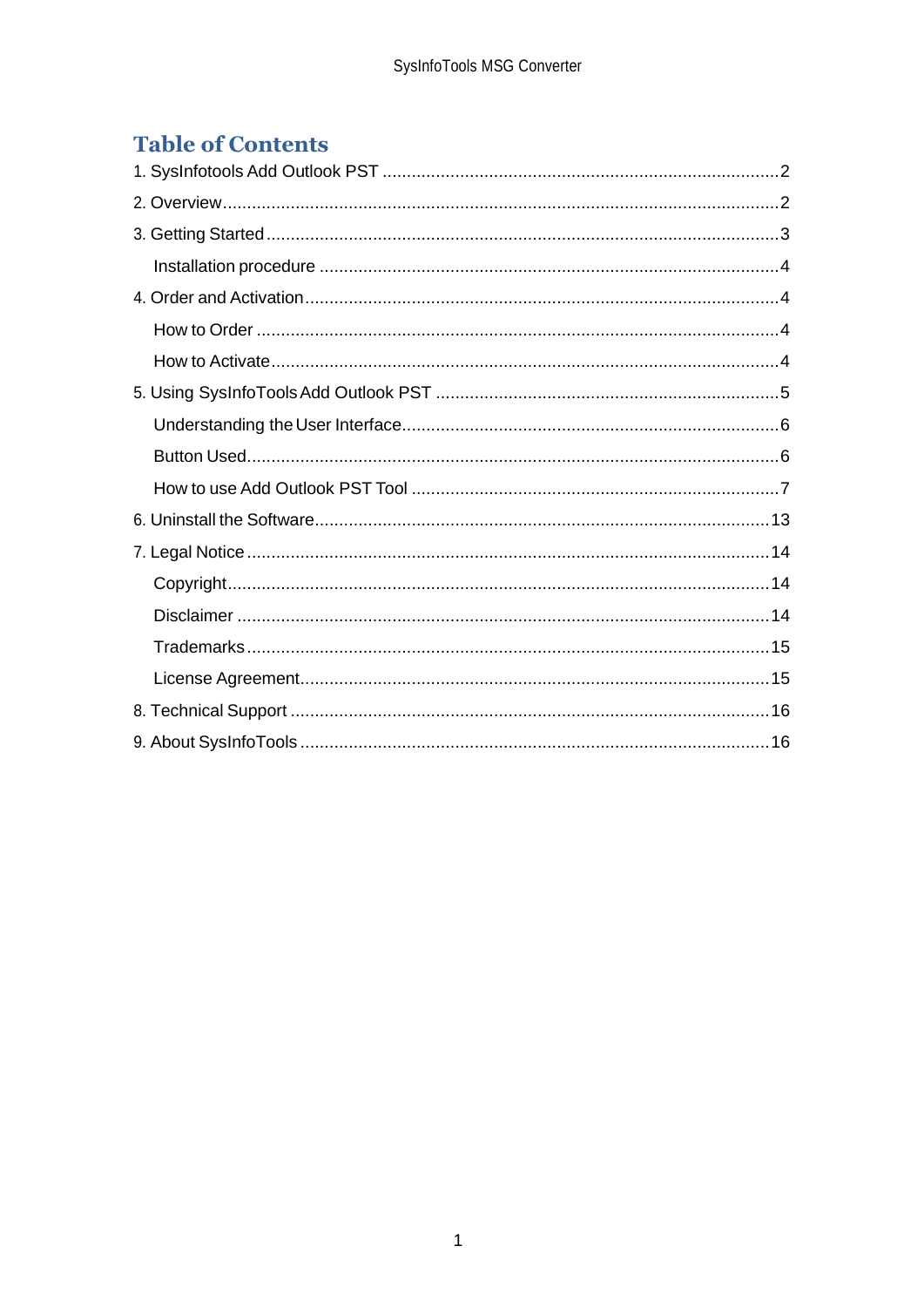# Table of Contents

1. SysInfotools Add Outlook PST ........................................................................................2
2. Overview........................................................................................................................2
3. Getting Started ..............................................................................................................3
    - Installation procedure ..................................................................................................4
4. Order and Activation.....................................................................................................4
    - How to Order ..............................................................................................................4
    - How to Activate............................................................................................................4
5. Using SysInfoTools Add Outlook PST ............................................................................5
    - Understanding the User Interface.................................................................................6
    - Button Used.................................................................................................................6
    - How to use Add Outlook PST Tool ...............................................................................7
6. Uninstall the Software..................................................................................................13
7. Legal Notice ................................................................................................................14
    - Copyright....................................................................................................................14
    - Disclaimer ..................................................................................................................14
    - Trademarks ................................................................................................................15
    - License Agreement.....................................................................................................15
8. Technical Support ........................................................................................................16
9. About SysInfoTools ......................................................................................................16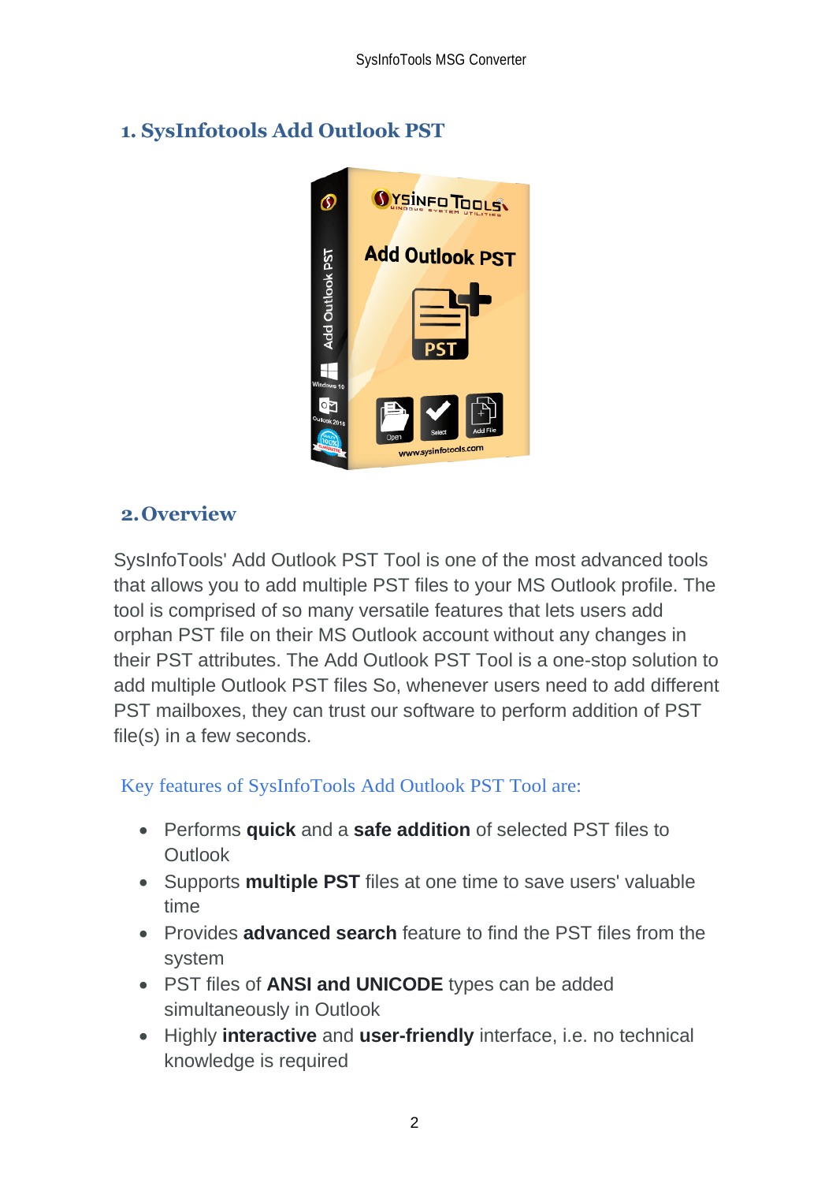## 1. SysInfotools Add Outlook PST

## 2. Overview

SysInfoTools' Add Outlook PST Tool is one of the most advanced tools that allows you to add multiple PST files to your MS Outlook profile. The tool is comprised of so many versatile features that lets users add orphan PST file on their MS Outlook account without any changes in their PST attributes. The Add Outlook PST Tool is a one-stop solution to add multiple Outlook PST files So, whenever users need to add different PST mailboxes, they can trust our software to perform addition of PST file(s) in a few seconds.

### Key features of SysInfoTools Add Outlook PST Tool are:

- Performs **quick** and a **safe addition** of selected PST files to Outlook
- Supports **multiple PST** files at one time to save users' valuable time
- Provides **advanced search** feature to find the PST files from the system
- PST files of **ANSI and UNICODE** types can be added simultaneously in Outlook
- Highly **interactive** and **user-friendly** interface, i.e. no technical knowledge is required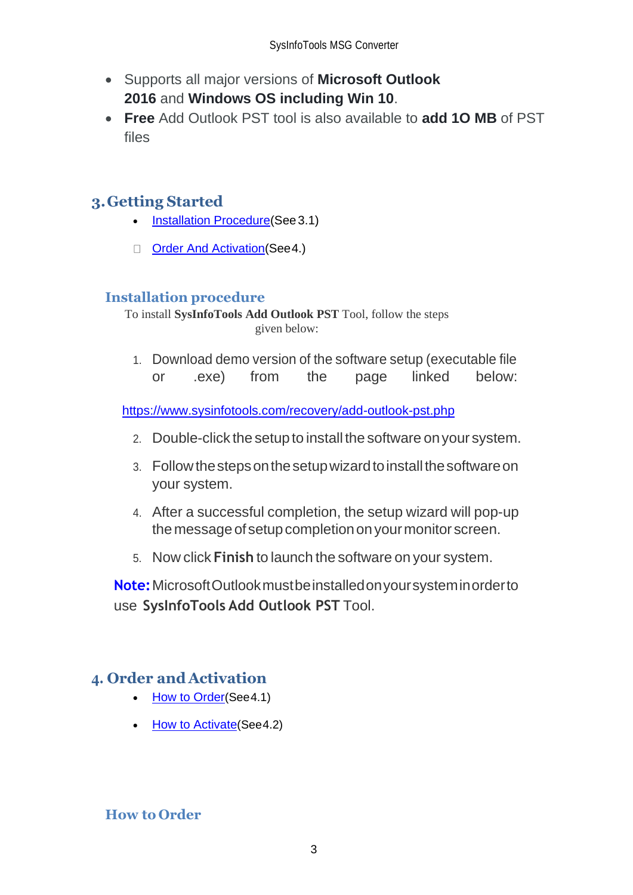- Supports all major versions of **Microsoft Outlook 2016** and **Windows OS including Win 10**.
- **Free** Add Outlook PST tool is also available to **add 1O MB** of PST files

## 3. Getting Started

- Installation Procedure(See 3.1)
- Order And Activation(See 4.)

### Installation procedure

To install **SysInfoTools Add Outlook PST** Tool, follow the steps given below:

1. Download demo version of the software setup (executable file or .exe) from the page linked below:

https://www.sysinfotools.com/recovery/add-outlook-pst.php

2. Double-click the setup to install the software on your system.
3. Follow the steps on the setup wizard to install the software on your system.
4. After a successful completion, the setup wizard will pop-up the message of setup completion on your monitor screen.
5. Now click **Finish** to launch the software on your system.

**Note:** Microsoft Outlook must be installed on your system in order to use **SysInfoTools Add Outlook PST** Tool.

## 4. Order and Activation

- How to Order(See 4.1)
- How to Activate(See 4.2)

### How to Order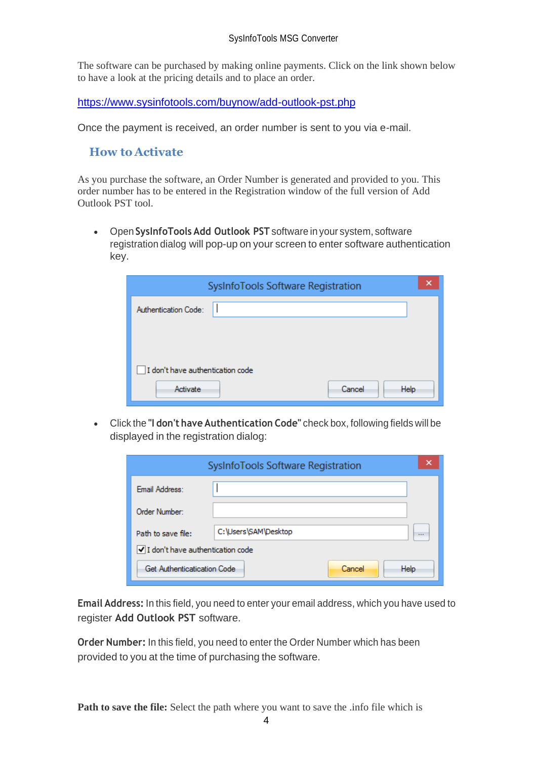The software can be purchased by making online payments. Click on the link shown below to have a look at the pricing details and to place an order.

https://www.sysinfotools.com/buynow/add-outlook-pst.php

Once the payment is received, an order number is sent to you via e-mail.

## How to Activate

As you purchase the software, an Order Number is generated and provided to you. This order number has to be entered in the Registration window of the full version of Add Outlook PST tool.

- Open **SysInfoTools Add Outlook PST** software in your system, software registration dialog will pop-up on your screen to enter software authentication key.

- Click the **"I don't have Authentication Code"** check box, following fields will be displayed in the registration dialog:

**Email Address:** In this field, you need to enter your email address, which you have used to register **Add Outlook PST** software.

**Order Number:** In this field, you need to enter the Order Number which has been provided to you at the time of purchasing the software.

**Path to save the file:** Select the path where you want to save the .info file which is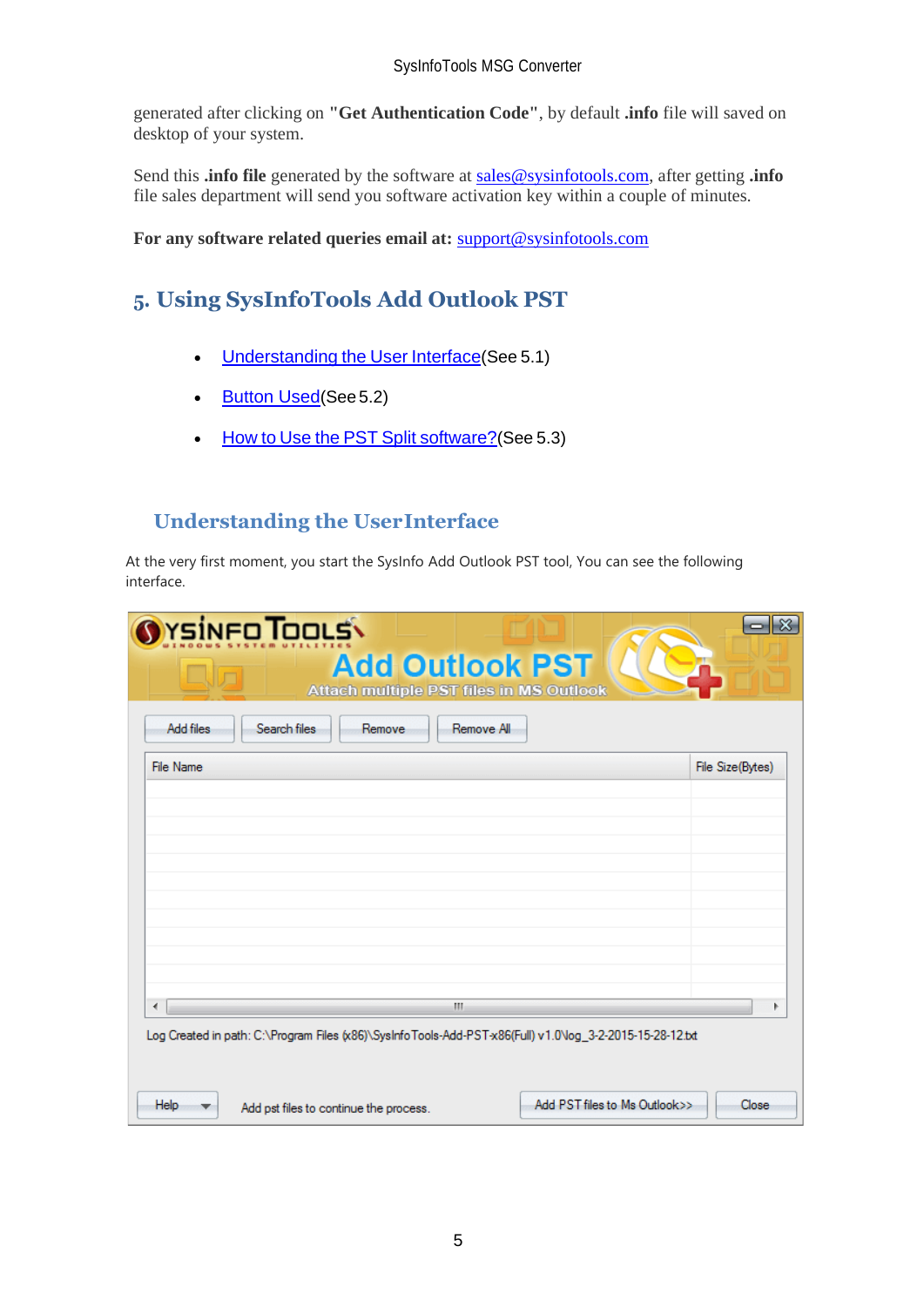generated after clicking on **"Get Authentication Code"**, by default **.info** file will saved on desktop of your system.

Send this **.info file** generated by the software at sales@sysinfotools.com, after getting **.info** file sales department will send you software activation key within a couple of minutes.

**For any software related queries email at:** support@sysinfotools.com

## 5. Using SysInfoTools Add Outlook PST

- Understanding the User Interface(See 5.1)
- Button Used(See 5.2)
- How to Use the PST Split software?(See 5.3)

### Understanding the UserInterface

At the very first moment, you start the SysInfo Add Outlook PST tool, You can see the following interface.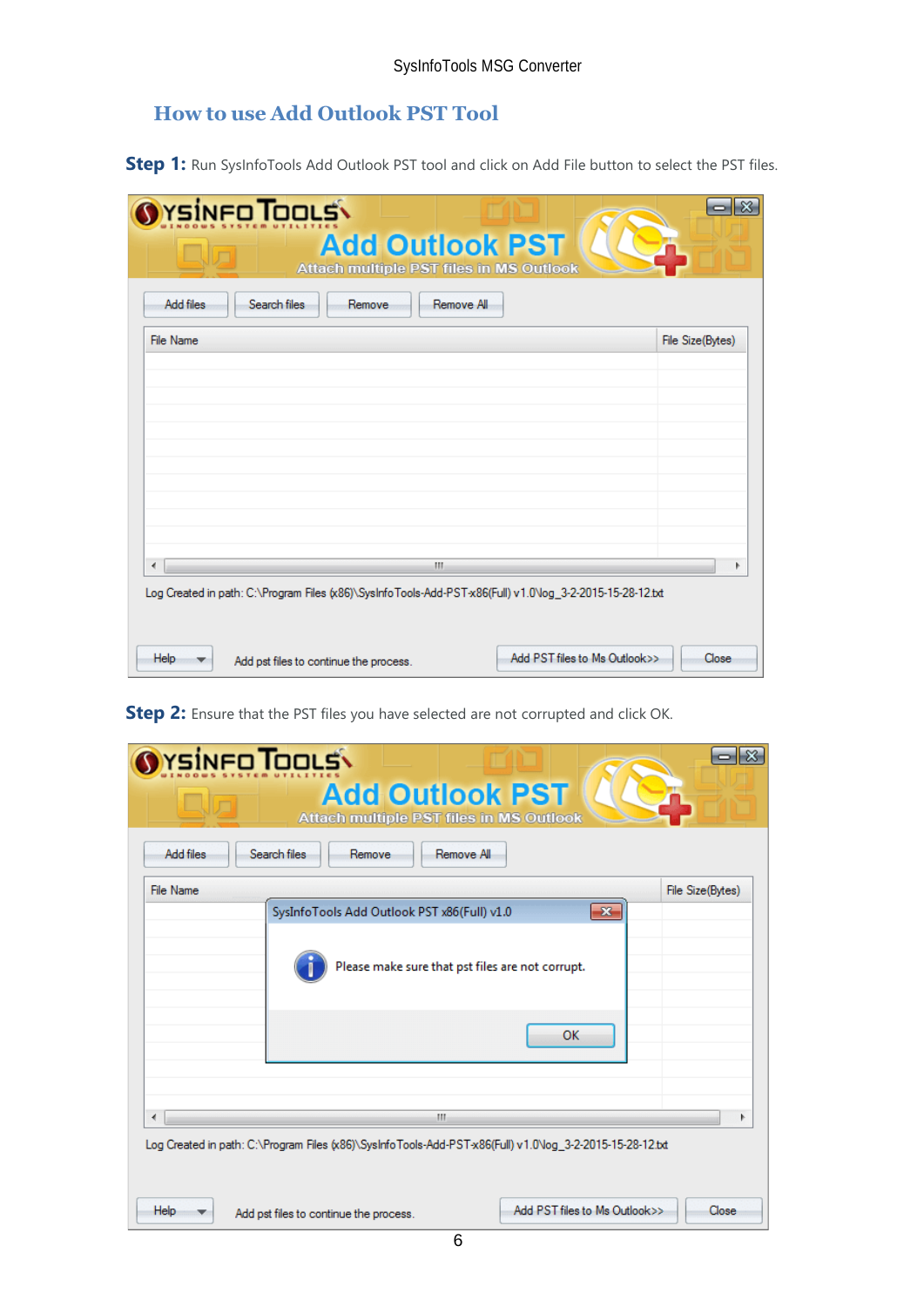## How to use Add Outlook PST Tool

**Step 1:** Run SysInfoTools Add Outlook PST tool and click on Add File button to select the PST files.

**Step 2:** Ensure that the PST files you have selected are not corrupted and click OK.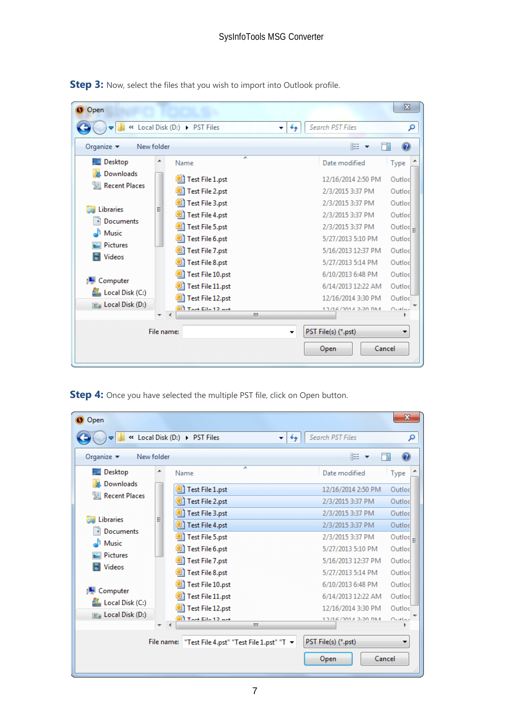**Step 3:** Now, select the files that you wish to import into Outlook profile.

**Step 4:** Once you have selected the multiple PST file, click on Open button.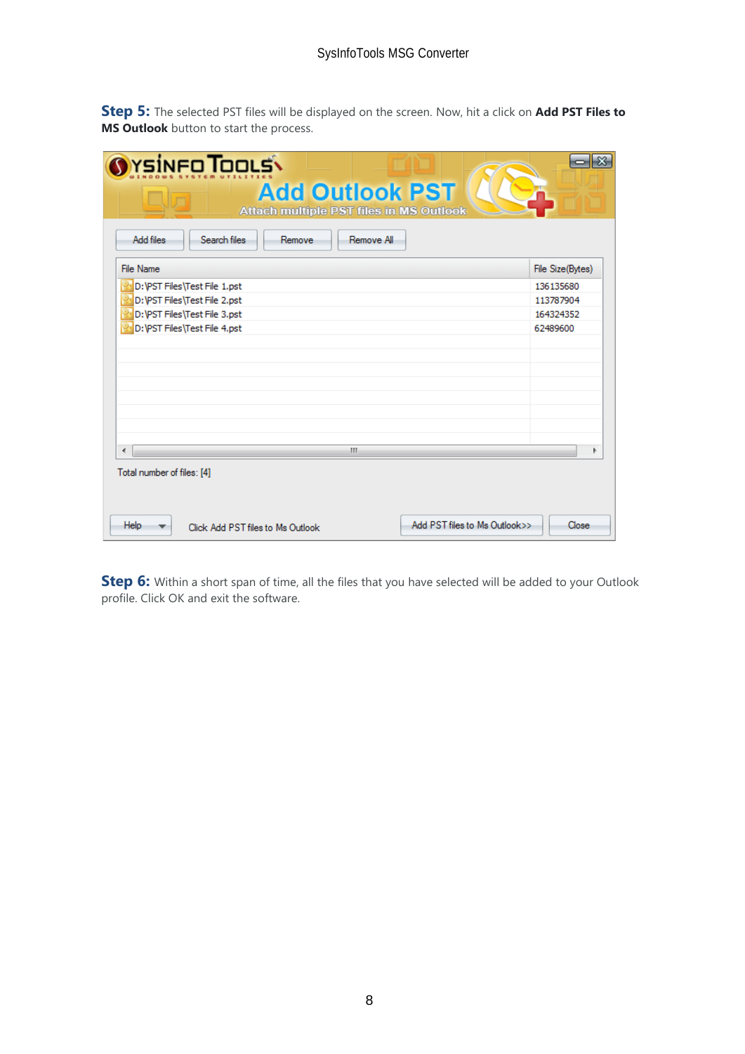**Step 5:** The selected PST files will be displayed on the screen. Now, hit a click on **Add PST Files to MS Outlook** button to start the process.

**Step 6:** Within a short span of time, all the files that you have selected will be added to your Outlook profile. Click OK and exit the software.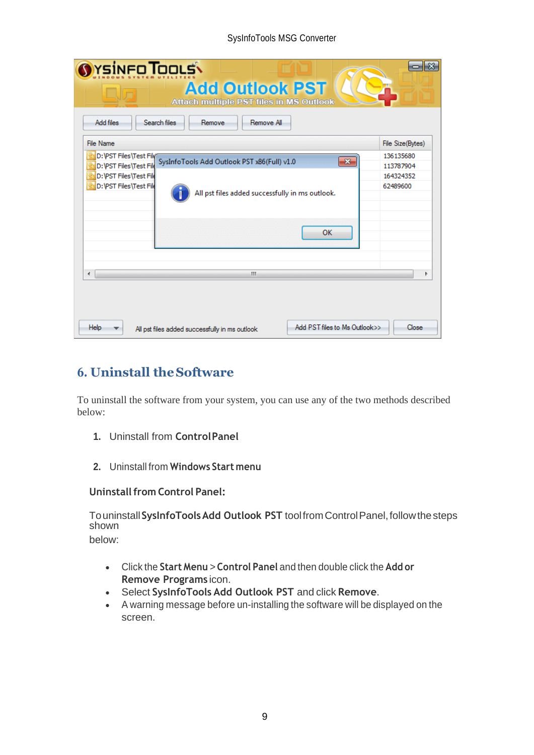## 6. Uninstall the Software

To uninstall the software from your system, you can use any of the two methods described below:

1. Uninstall from **Control Panel**

2. Uninstall from **Windows Start menu**

### Uninstall from Control Panel:

To uninstall **SysInfoTools Add Outlook PST** tool from Control Panel, follow the steps shown below:

- Click the **Start Menu** > **Control Panel** and then double click the **Add or Remove Programs** icon.
- Select **SysInfoTools Add Outlook PST** and click **Remove**.
- A warning message before un-installing the software will be displayed on the screen.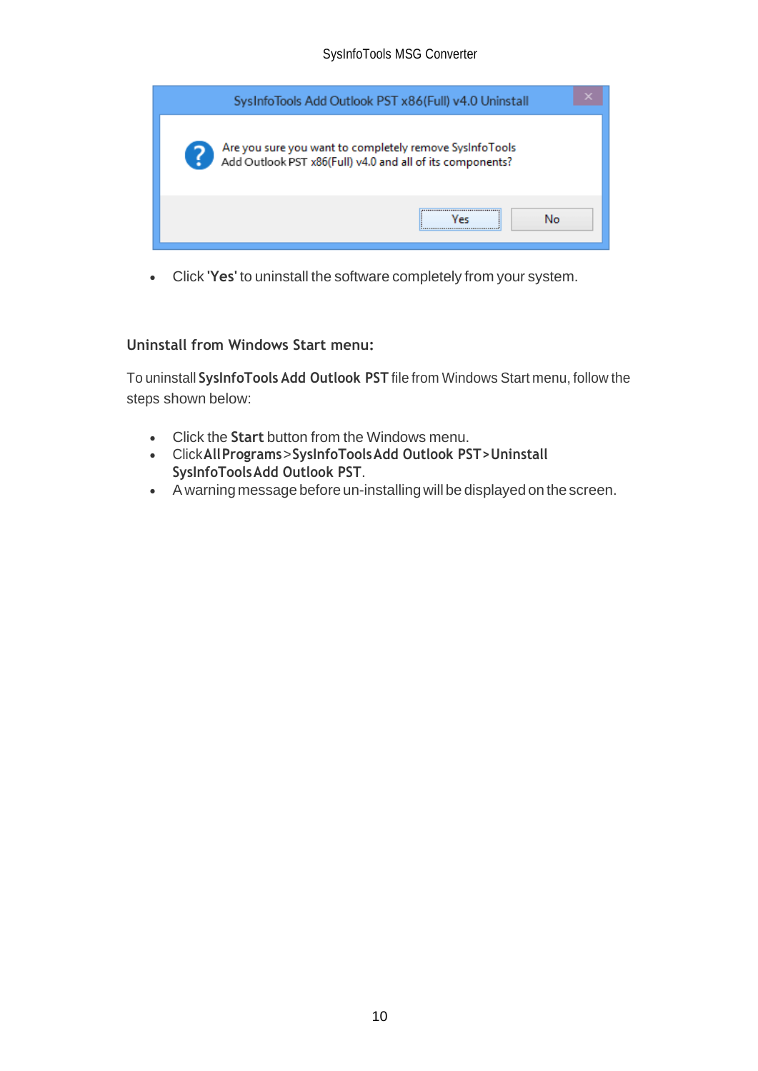- Click '**Yes**' to uninstall the software completely from your system.

### Uninstall from Windows Start menu:

To uninstall **SysInfoTools Add Outlook PST** file from Windows Start menu, follow the steps shown below:

- Click the **Start** button from the Windows menu.
- Click **All Programs** > **SysInfoTools Add Outlook PST** > **Uninstall SysInfoTools Add Outlook PST**.
- A warning message before un-installing will be displayed on the screen.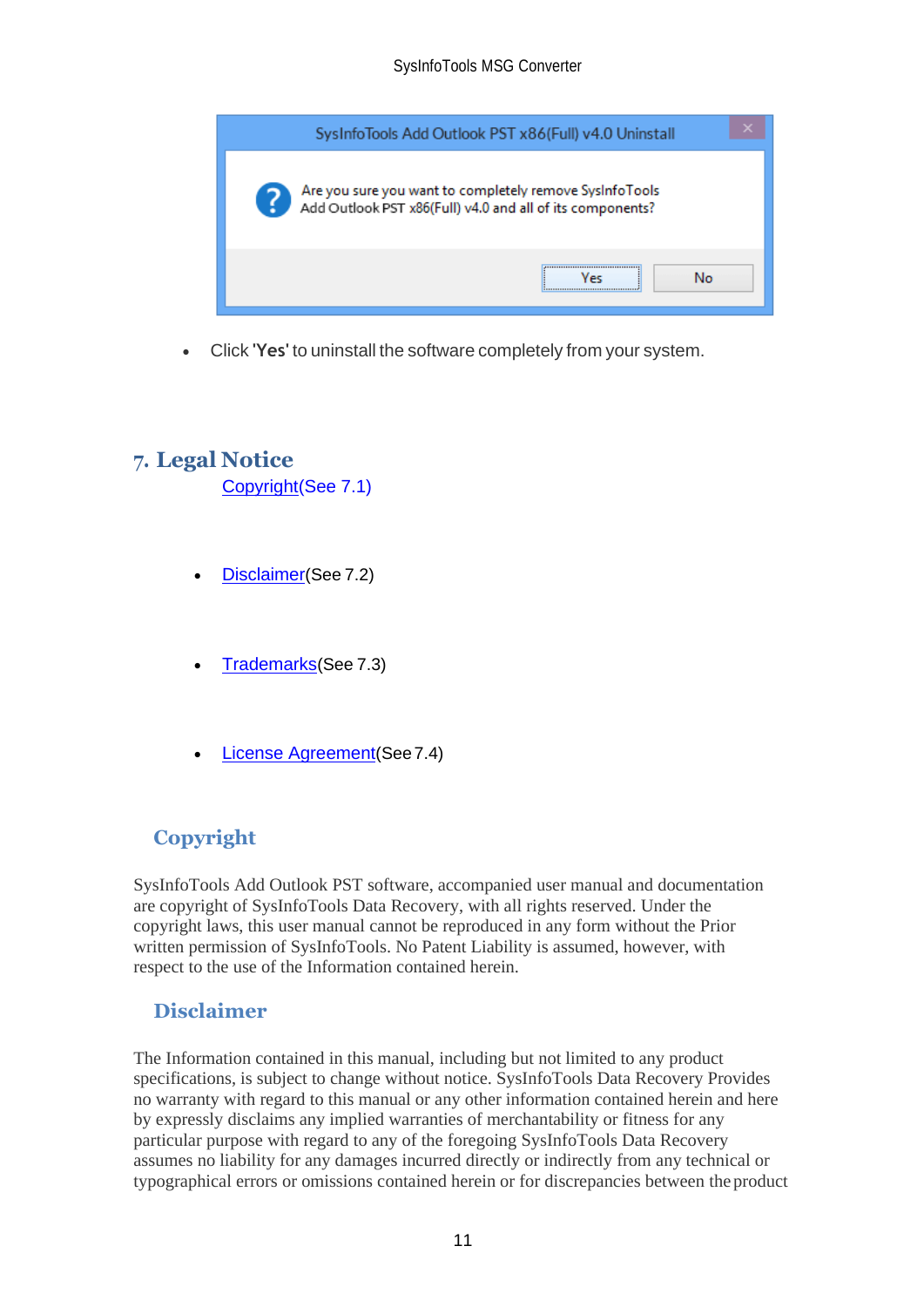- Click '**Yes**' to uninstall the software completely from your system.

## 7. Legal Notice

Copyright(See 7.1)

- Disclaimer(See 7.2)
- Trademarks(See 7.3)
- License Agreement(See 7.4)

### Copyright

SysInfoTools Add Outlook PST software, accompanied user manual and documentation are copyright of SysInfoTools Data Recovery, with all rights reserved. Under the copyright laws, this user manual cannot be reproduced in any form without the Prior written permission of SysInfoTools. No Patent Liability is assumed, however, with respect to the use of the Information contained herein.

### Disclaimer

The Information contained in this manual, including but not limited to any product specifications, is subject to change without notice. SysInfoTools Data Recovery Provides no warranty with regard to this manual or any other information contained herein and here by expressly disclaims any implied warranties of merchantability or fitness for any particular purpose with regard to any of the foregoing SysInfoTools Data Recovery assumes no liability for any damages incurred directly or indirectly from any technical or typographical errors or omissions contained herein or for discrepancies between the product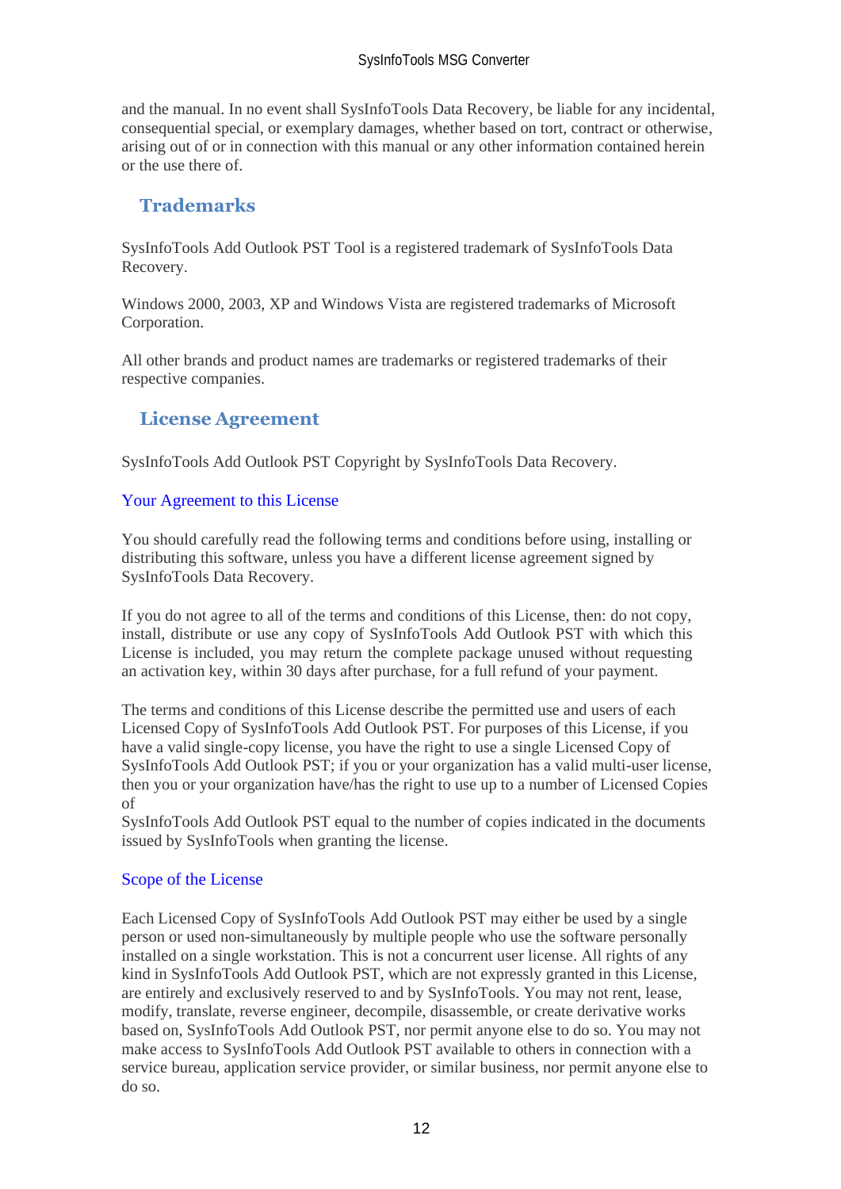and the manual. In no event shall SysInfoTools Data Recovery, be liable for any incidental, consequential special, or exemplary damages, whether based on tort, contract or otherwise, arising out of or in connection with this manual or any other information contained herein or the use there of.

## Trademarks

SysInfoTools Add Outlook PST Tool is a registered trademark of SysInfoTools Data Recovery.

Windows 2000, 2003, XP and Windows Vista are registered trademarks of Microsoft Corporation.

All other brands and product names are trademarks or registered trademarks of their respective companies.

## License Agreement

SysInfoTools Add Outlook PST Copyright by SysInfoTools Data Recovery.

### Your Agreement to this License

You should carefully read the following terms and conditions before using, installing or distributing this software, unless you have a different license agreement signed by SysInfoTools Data Recovery.

If you do not agree to all of the terms and conditions of this License, then: do not copy, install, distribute or use any copy of SysInfoTools Add Outlook PST with which this License is included, you may return the complete package unused without requesting an activation key, within 30 days after purchase, for a full refund of your payment.

The terms and conditions of this License describe the permitted use and users of each Licensed Copy of SysInfoTools Add Outlook PST. For purposes of this License, if you have a valid single-copy license, you have the right to use a single Licensed Copy of SysInfoTools Add Outlook PST; if you or your organization has a valid multi-user license, then you or your organization have/has the right to use up to a number of Licensed Copies of
SysInfoTools Add Outlook PST equal to the number of copies indicated in the documents issued by SysInfoTools when granting the license.

### Scope of the License

Each Licensed Copy of SysInfoTools Add Outlook PST may either be used by a single person or used non-simultaneously by multiple people who use the software personally installed on a single workstation. This is not a concurrent user license. All rights of any kind in SysInfoTools Add Outlook PST, which are not expressly granted in this License, are entirely and exclusively reserved to and by SysInfoTools. You may not rent, lease, modify, translate, reverse engineer, decompile, disassemble, or create derivative works based on, SysInfoTools Add Outlook PST, nor permit anyone else to do so. You may not make access to SysInfoTools Add Outlook PST available to others in connection with a service bureau, application service provider, or similar business, nor permit anyone else to do so.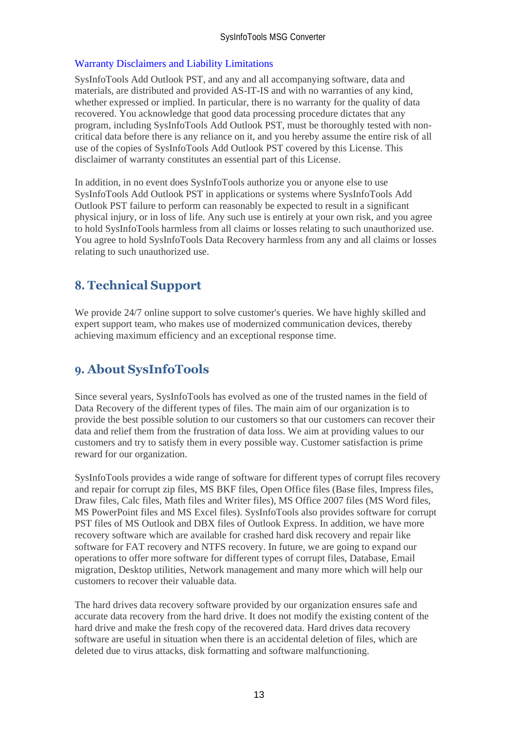### Warranty Disclaimers and Liability Limitations

SysInfoTools Add Outlook PST, and any and all accompanying software, data and materials, are distributed and provided AS-IT-IS and with no warranties of any kind, whether expressed or implied. In particular, there is no warranty for the quality of data recovered. You acknowledge that good data processing procedure dictates that any program, including SysInfoTools Add Outlook PST, must be thoroughly tested with non-critical data before there is any reliance on it, and you hereby assume the entire risk of all use of the copies of SysInfoTools Add Outlook PST covered by this License. This disclaimer of warranty constitutes an essential part of this License.

In addition, in no event does SysInfoTools authorize you or anyone else to use SysInfoTools Add Outlook PST in applications or systems where SysInfoTools Add Outlook PST failure to perform can reasonably be expected to result in a significant physical injury, or in loss of life. Any such use is entirely at your own risk, and you agree to hold SysInfoTools harmless from all claims or losses relating to such unauthorized use. You agree to hold SysInfoTools Data Recovery harmless from any and all claims or losses relating to such unauthorized use.

## 8. Technical Support

We provide 24/7 online support to solve customer's queries. We have highly skilled and expert support team, who makes use of modernized communication devices, thereby achieving maximum efficiency and an exceptional response time.

## 9. About SysInfoTools

Since several years, SysInfoTools has evolved as one of the trusted names in the field of Data Recovery of the different types of files. The main aim of our organization is to provide the best possible solution to our customers so that our customers can recover their data and relief them from the frustration of data loss. We aim at providing values to our customers and try to satisfy them in every possible way. Customer satisfaction is prime reward for our organization.

SysInfoTools provides a wide range of software for different types of corrupt files recovery and repair for corrupt zip files, MS BKF files, Open Office files (Base files, Impress files, Draw files, Calc files, Math files and Writer files), MS Office 2007 files (MS Word files, MS PowerPoint files and MS Excel files). SysInfoTools also provides software for corrupt PST files of MS Outlook and DBX files of Outlook Express. In addition, we have more recovery software which are available for crashed hard disk recovery and repair like software for FAT recovery and NTFS recovery. In future, we are going to expand our operations to offer more software for different types of corrupt files, Database, Email migration, Desktop utilities, Network management and many more which will help our customers to recover their valuable data.

The hard drives data recovery software provided by our organization ensures safe and accurate data recovery from the hard drive. It does not modify the existing content of the hard drive and make the fresh copy of the recovered data. Hard drives data recovery software are useful in situation when there is an accidental deletion of files, which are deleted due to virus attacks, disk formatting and software malfunctioning.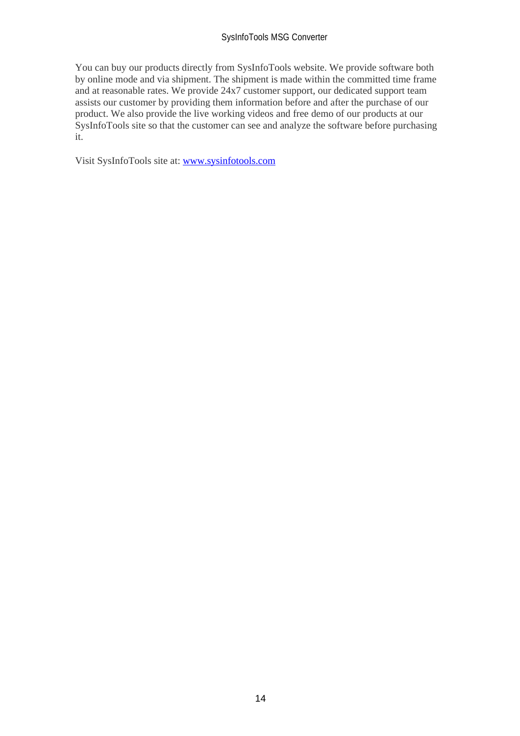You can buy our products directly from SysInfoTools website. We provide software both by online mode and via shipment. The shipment is made within the committed time frame and at reasonable rates. We provide 24x7 customer support, our dedicated support team assists our customer by providing them information before and after the purchase of our product. We also provide the live working videos and free demo of our products at our SysInfoTools site so that the customer can see and analyze the software before purchasing it.

Visit SysInfoTools site at: [www.sysinfotools.com](http://www.sysinfotools.com)